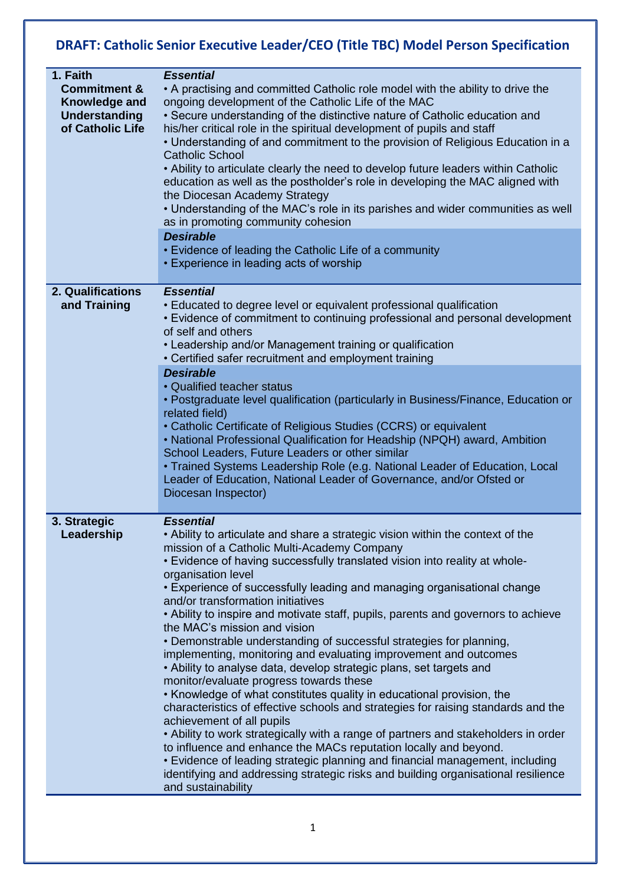# DRAFT: Catholic Senior Executive Leader/CEO (Title TBC) Model Person Specification

| | |
|---|---|
| **1. Faith Commitment & Knowledge and Understanding of Catholic Life** | ***Essential***<br>• A practising and committed Catholic role model with the ability to drive the ongoing development of the Catholic Life of the MAC<br>• Secure understanding of the distinctive nature of Catholic education and his/her critical role in the spiritual development of pupils and staff<br>• Understanding of and commitment to the provision of Religious Education in a Catholic School<br>• Ability to articulate clearly the need to develop future leaders within Catholic education as well as the postholder's role in developing the MAC aligned with the Diocesan Academy Strategy<br>• Understanding of the MAC's role in its parishes and wider communities as well as in promoting community cohesion |
| | ***Desirable***<br>• Evidence of leading the Catholic Life of a community<br>• Experience in leading acts of worship |
| **2. Qualifications and Training** | ***Essential***<br>• Educated to degree level or equivalent professional qualification<br>• Evidence of commitment to continuing professional and personal development of self and others<br>• Leadership and/or Management training or qualification<br>• Certified safer recruitment and employment training |
| | ***Desirable***<br>• Qualified teacher status<br>• Postgraduate level qualification (particularly in Business/Finance, Education or related field)<br>• Catholic Certificate of Religious Studies (CCRS) or equivalent<br>• National Professional Qualification for Headship (NPQH) award, Ambition School Leaders, Future Leaders or other similar<br>• Trained Systems Leadership Role (e.g. National Leader of Education, Local Leader of Education, National Leader of Governance, and/or Ofsted or Diocesan Inspector) |
| **3. Strategic Leadership** | ***Essential***<br>• Ability to articulate and share a strategic vision within the context of the mission of a Catholic Multi-Academy Company<br>• Evidence of having successfully translated vision into reality at whole-organisation level<br>• Experience of successfully leading and managing organisational change and/or transformation initiatives<br>• Ability to inspire and motivate staff, pupils, parents and governors to achieve the MAC's mission and vision<br>• Demonstrable understanding of successful strategies for planning, implementing, monitoring and evaluating improvement and outcomes<br>• Ability to analyse data, develop strategic plans, set targets and monitor/evaluate progress towards these<br>• Knowledge of what constitutes quality in educational provision, the characteristics of effective schools and strategies for raising standards and the achievement of all pupils<br>• Ability to work strategically with a range of partners and stakeholders in order to influence and enhance the MACs reputation locally and beyond.<br>• Evidence of leading strategic planning and financial management, including identifying and addressing strategic risks and building organisational resilience and sustainability |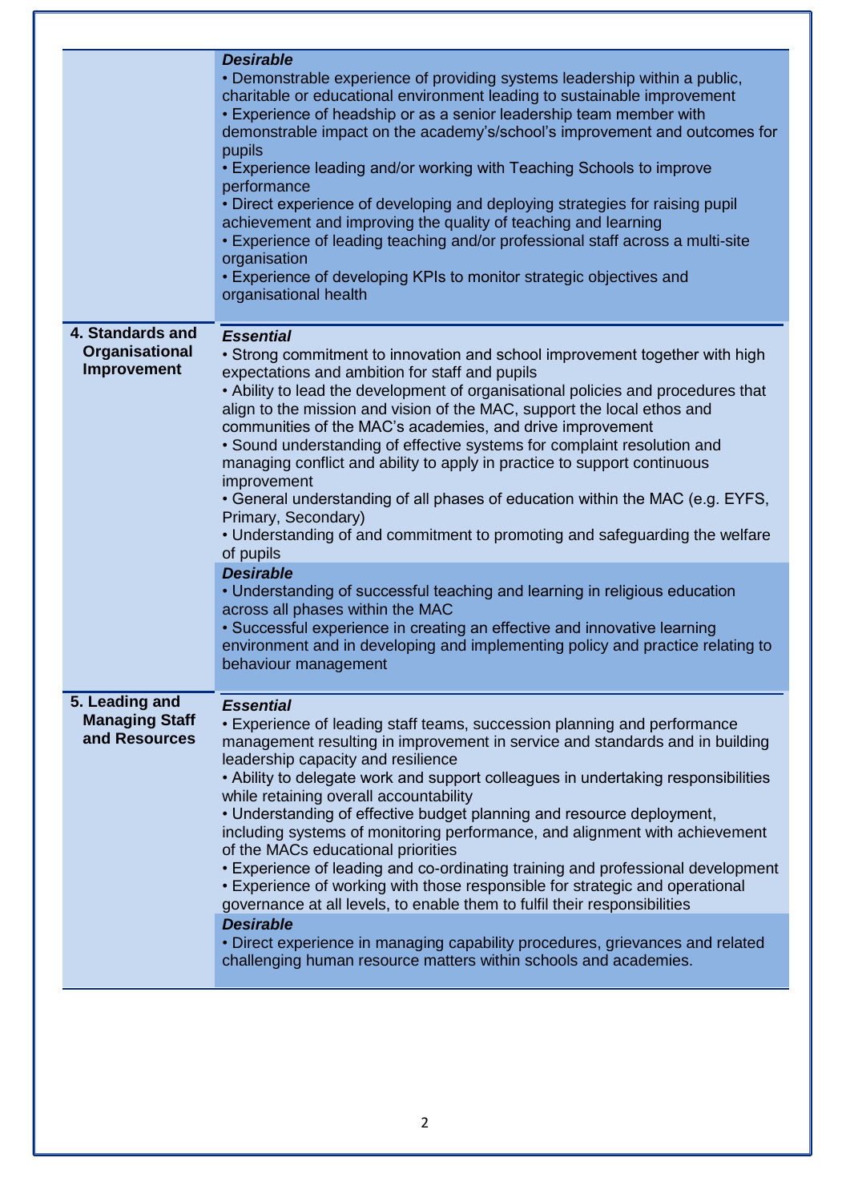| | |
|---|---|
| | ***Desirable***<br>• Demonstrable experience of providing systems leadership within a public, charitable or educational environment leading to sustainable improvement<br>• Experience of headship or as a senior leadership team member with demonstrable impact on the academy's/school's improvement and outcomes for pupils<br>• Experience leading and/or working with Teaching Schools to improve performance<br>• Direct experience of developing and deploying strategies for raising pupil achievement and improving the quality of teaching and learning<br>• Experience of leading teaching and/or professional staff across a multi-site organisation<br>• Experience of developing KPIs to monitor strategic objectives and organisational health |
| **4. Standards and Organisational Improvement** | ***Essential***<br>• Strong commitment to innovation and school improvement together with high expectations and ambition for staff and pupils<br>• Ability to lead the development of organisational policies and procedures that align to the mission and vision of the MAC, support the local ethos and communities of the MAC's academies, and drive improvement<br>• Sound understanding of effective systems for complaint resolution and managing conflict and ability to apply in practice to support continuous improvement<br>• General understanding of all phases of education within the MAC (e.g. EYFS, Primary, Secondary)<br>• Understanding of and commitment to promoting and safeguarding the welfare of pupils<br>***Desirable***<br>• Understanding of successful teaching and learning in religious education across all phases within the MAC<br>• Successful experience in creating an effective and innovative learning environment and in developing and implementing policy and practice relating to behaviour management |
| **5. Leading and Managing Staff and Resources** | ***Essential***<br>• Experience of leading staff teams, succession planning and performance management resulting in improvement in service and standards and in building leadership capacity and resilience<br>• Ability to delegate work and support colleagues in undertaking responsibilities while retaining overall accountability<br>• Understanding of effective budget planning and resource deployment, including systems of monitoring performance, and alignment with achievement of the MACs educational priorities<br>• Experience of leading and co-ordinating training and professional development<br>• Experience of working with those responsible for strategic and operational governance at all levels, to enable them to fulfil their responsibilities<br>***Desirable***<br>• Direct experience in managing capability procedures, grievances and related challenging human resource matters within schools and academies. |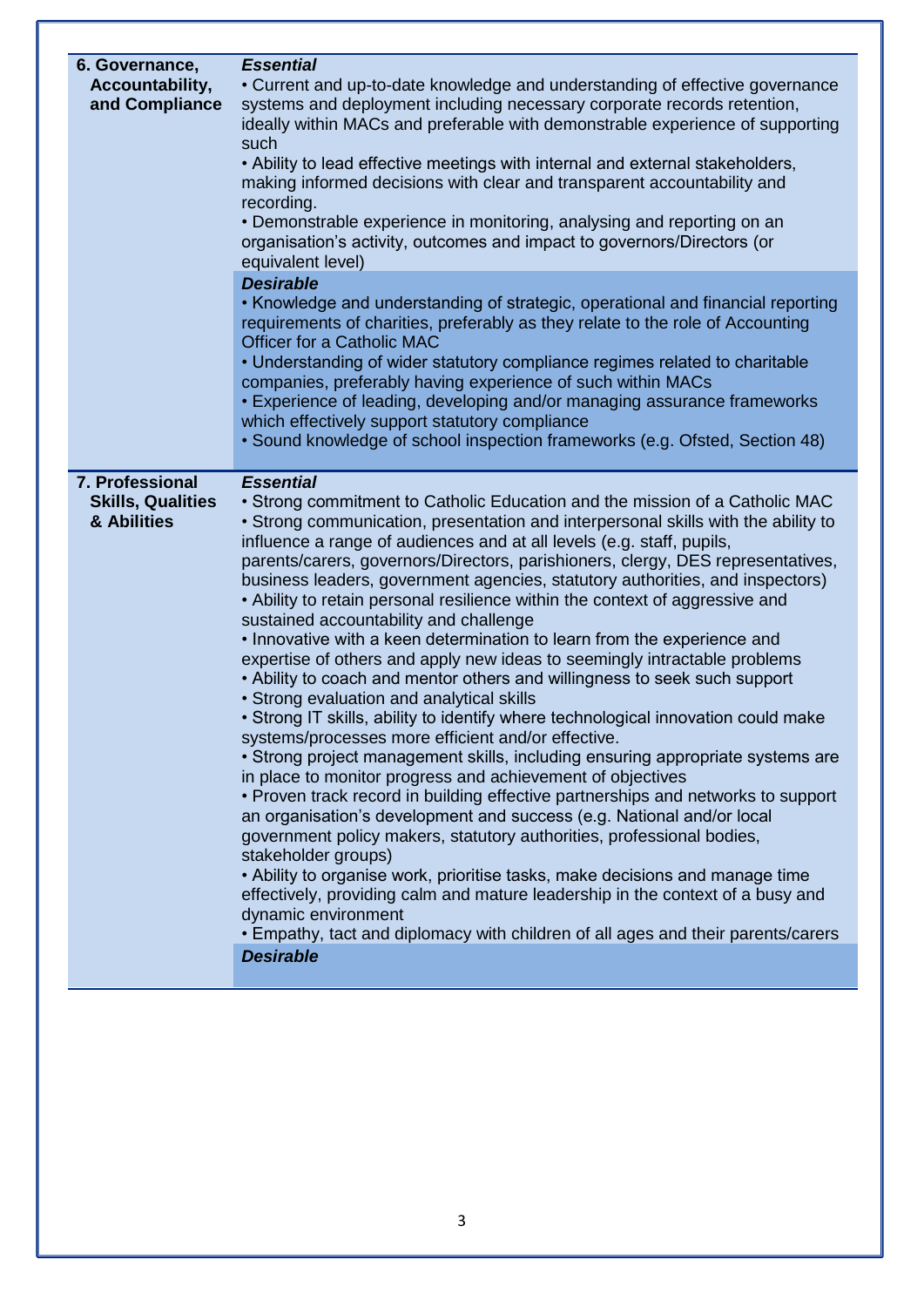| | |
|---|---|
| **6. Governance, Accountability, and Compliance** | ***Essential***<br>• Current and up-to-date knowledge and understanding of effective governance systems and deployment including necessary corporate records retention, ideally within MACs and preferable with demonstrable experience of supporting such<br>• Ability to lead effective meetings with internal and external stakeholders, making informed decisions with clear and transparent accountability and recording.<br>• Demonstrable experience in monitoring, analysing and reporting on an organisation's activity, outcomes and impact to governors/Directors (or equivalent level) |
| | ***Desirable***<br>• Knowledge and understanding of strategic, operational and financial reporting requirements of charities, preferably as they relate to the role of Accounting Officer for a Catholic MAC<br>• Understanding of wider statutory compliance regimes related to charitable companies, preferably having experience of such within MACs<br>• Experience of leading, developing and/or managing assurance frameworks which effectively support statutory compliance<br>• Sound knowledge of school inspection frameworks (e.g. Ofsted, Section 48) |
| **7. Professional Skills, Qualities & Abilities** | ***Essential***<br>• Strong commitment to Catholic Education and the mission of a Catholic MAC<br>• Strong communication, presentation and interpersonal skills with the ability to influence a range of audiences and at all levels (e.g. staff, pupils, parents/carers, governors/Directors, parishioners, clergy, DES representatives, business leaders, government agencies, statutory authorities, and inspectors)<br>• Ability to retain personal resilience within the context of aggressive and sustained accountability and challenge<br>• Innovative with a keen determination to learn from the experience and expertise of others and apply new ideas to seemingly intractable problems<br>• Ability to coach and mentor others and willingness to seek such support<br>• Strong evaluation and analytical skills<br>• Strong IT skills, ability to identify where technological innovation could make systems/processes more efficient and/or effective.<br>• Strong project management skills, including ensuring appropriate systems are in place to monitor progress and achievement of objectives<br>• Proven track record in building effective partnerships and networks to support an organisation's development and success (e.g. National and/or local government policy makers, statutory authorities, professional bodies, stakeholder groups)<br>• Ability to organise work, prioritise tasks, make decisions and manage time effectively, providing calm and mature leadership in the context of a busy and dynamic environment<br>• Empathy, tact and diplomacy with children of all ages and their parents/carers |
| | ***Desirable*** |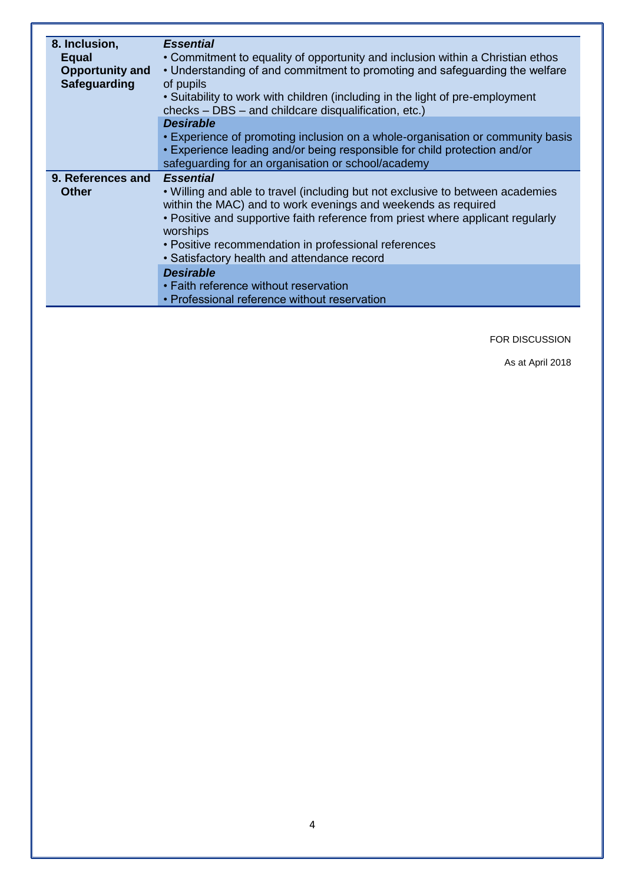| | |
|---|---|
| **8. Inclusion, Equal Opportunity and Safeguarding** | ***Essential***<br>• Commitment to equality of opportunity and inclusion within a Christian ethos<br>• Understanding of and commitment to promoting and safeguarding the welfare of pupils<br>• Suitability to work with children (including in the light of pre-employment checks – DBS – and childcare disqualification, etc.) |
| | ***Desirable***<br>• Experience of promoting inclusion on a whole-organisation or community basis<br>• Experience leading and/or being responsible for child protection and/or safeguarding for an organisation or school/academy |
| **9. References and Other** | ***Essential***<br>• Willing and able to travel (including but not exclusive to between academies within the MAC) and to work evenings and weekends as required<br>• Positive and supportive faith reference from priest where applicant regularly worships<br>• Positive recommendation in professional references<br>• Satisfactory health and attendance record |
| | ***Desirable***<br>• Faith reference without reservation<br>• Professional reference without reservation |

FOR DISCUSSION

As at April 2018